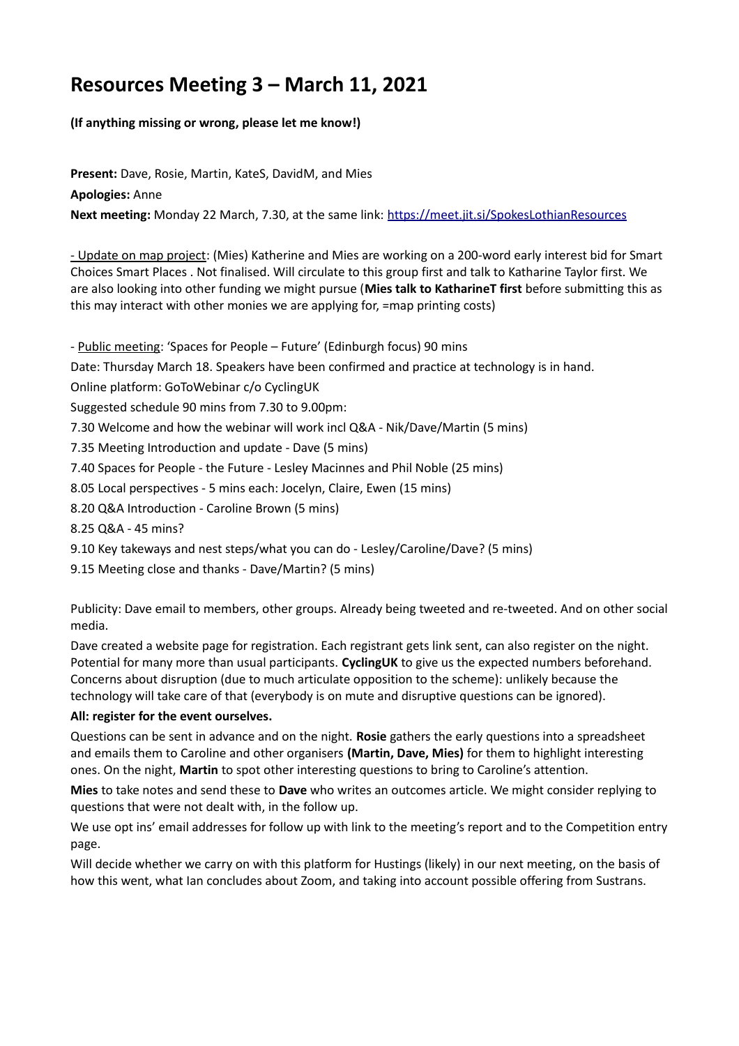# Resources Meeting 3 – March 11, 2021

**(If anything missing or wrong, please let me know!)**

**Present:** Dave, Rosie, Martin, KateS, DavidM, and Mies

**Apologies:** Anne

**Next meeting:** Monday 22 March, 7.30, at the same link: https://meet.jit.si/SpokesLothianResources

- Update on map project: (Mies) Katherine and Mies are working on a 200-word early interest bid for Smart Choices Smart Places . Not finalised. Will circulate to this group first and talk to Katharine Taylor first. We are also looking into other funding we might pursue (**Mies talk to KatharineT first** before submitting this as this may interact with other monies we are applying for, =map printing costs)

- Public meeting: 'Spaces for People – Future' (Edinburgh focus) 90 mins

Date: Thursday March 18. Speakers have been confirmed and practice at technology is in hand.

Online platform: GoToWebinar c/o CyclingUK

Suggested schedule 90 mins from 7.30 to 9.00pm:

7.30 Welcome and how the webinar will work incl Q&A - Nik/Dave/Martin (5 mins)

7.35 Meeting Introduction and update - Dave (5 mins)

7.40 Spaces for People - the Future - Lesley Macinnes and Phil Noble (25 mins)

8.05 Local perspectives - 5 mins each: Jocelyn, Claire, Ewen (15 mins)

8.20 Q&A Introduction - Caroline Brown (5 mins)

8.25 Q&A - 45 mins?

9.10 Key takeways and nest steps/what you can do - Lesley/Caroline/Dave? (5 mins)

9.15 Meeting close and thanks - Dave/Martin? (5 mins)

Publicity: Dave email to members, other groups. Already being tweeted and re-tweeted. And on other social media.

Dave created a website page for registration. Each registrant gets link sent, can also register on the night. Potential for many more than usual participants. **CyclingUK** to give us the expected numbers beforehand. Concerns about disruption (due to much articulate opposition to the scheme): unlikely because the technology will take care of that (everybody is on mute and disruptive questions can be ignored).

**All: register for the event ourselves.**

Questions can be sent in advance and on the night. **Rosie** gathers the early questions into a spreadsheet and emails them to Caroline and other organisers **(Martin, Dave, Mies)** for them to highlight interesting ones. On the night, **Martin** to spot other interesting questions to bring to Caroline's attention.

**Mies** to take notes and send these to **Dave** who writes an outcomes article. We might consider replying to questions that were not dealt with, in the follow up.

We use opt ins' email addresses for follow up with link to the meeting's report and to the Competition entry page.

Will decide whether we carry on with this platform for Hustings (likely) in our next meeting, on the basis of how this went, what Ian concludes about Zoom, and taking into account possible offering from Sustrans.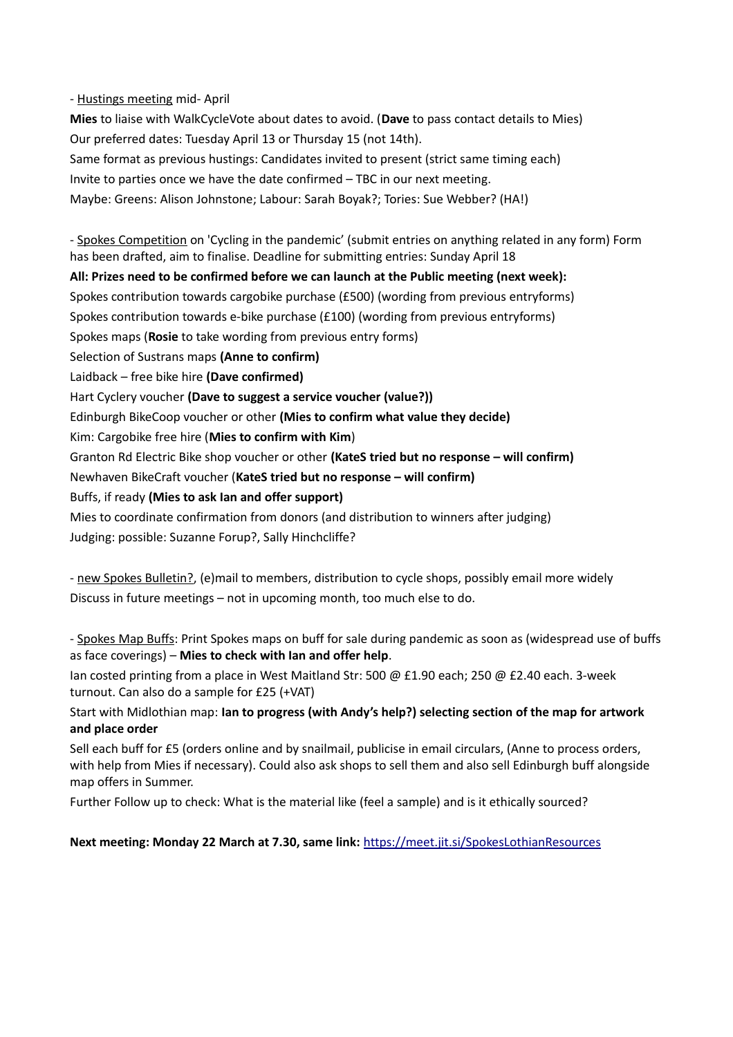- Hustings meeting mid- April

**Mies** to liaise with WalkCycleVote about dates to avoid. (**Dave** to pass contact details to Mies)

Our preferred dates: Tuesday April 13 or Thursday 15 (not 14th).

Same format as previous hustings: Candidates invited to present (strict same timing each)

Invite to parties once we have the date confirmed – TBC in our next meeting.

Maybe: Greens: Alison Johnstone; Labour: Sarah Boyak?; Tories: Sue Webber? (HA!)

- Spokes Competition on 'Cycling in the pandemic' (submit entries on anything related in any form) Form has been drafted, aim to finalise. Deadline for submitting entries: Sunday April 18

**All: Prizes need to be confirmed before we can launch at the Public meeting (next week):**

Spokes contribution towards cargobike purchase (£500) (wording from previous entryforms)

Spokes contribution towards e-bike purchase (£100) (wording from previous entryforms)

Spokes maps (**Rosie** to take wording from previous entry forms)

Selection of Sustrans maps **(Anne to confirm)**

Laidback – free bike hire **(Dave confirmed)**

Hart Cyclery voucher **(Dave to suggest a service voucher (value?))**

Edinburgh BikeCoop voucher or other **(Mies to confirm what value they decide)**

Kim: Cargobike free hire (**Mies to confirm with Kim**)

Granton Rd Electric Bike shop voucher or other **(KateS tried but no response – will confirm)**

Newhaven BikeCraft voucher (**KateS tried but no response – will confirm)**

Buffs, if ready **(Mies to ask Ian and offer support)**

Mies to coordinate confirmation from donors (and distribution to winners after judging)

Judging: possible: Suzanne Forup?, Sally Hinchcliffe?

- new Spokes Bulletin?, (e)mail to members, distribution to cycle shops, possibly email more widely
Discuss in future meetings – not in upcoming month, too much else to do.

- Spokes Map Buffs: Print Spokes maps on buff for sale during pandemic as soon as (widespread use of buffs as face coverings) – **Mies to check with Ian and offer help**.

Ian costed printing from a place in West Maitland Str: 500 @ £1.90 each; 250 @ £2.40 each. 3-week turnout. Can also do a sample for £25 (+VAT)

Start with Midlothian map: **Ian to progress (with Andy's help?) selecting section of the map for artwork and place order**

Sell each buff for £5 (orders online and by snailmail, publicise in email circulars, (Anne to process orders, with help from Mies if necessary). Could also ask shops to sell them and also sell Edinburgh buff alongside map offers in Summer.

Further Follow up to check: What is the material like (feel a sample) and is it ethically sourced?

**Next meeting: Monday 22 March at 7.30, same link:** https://meet.jit.si/SpokesLothianResources